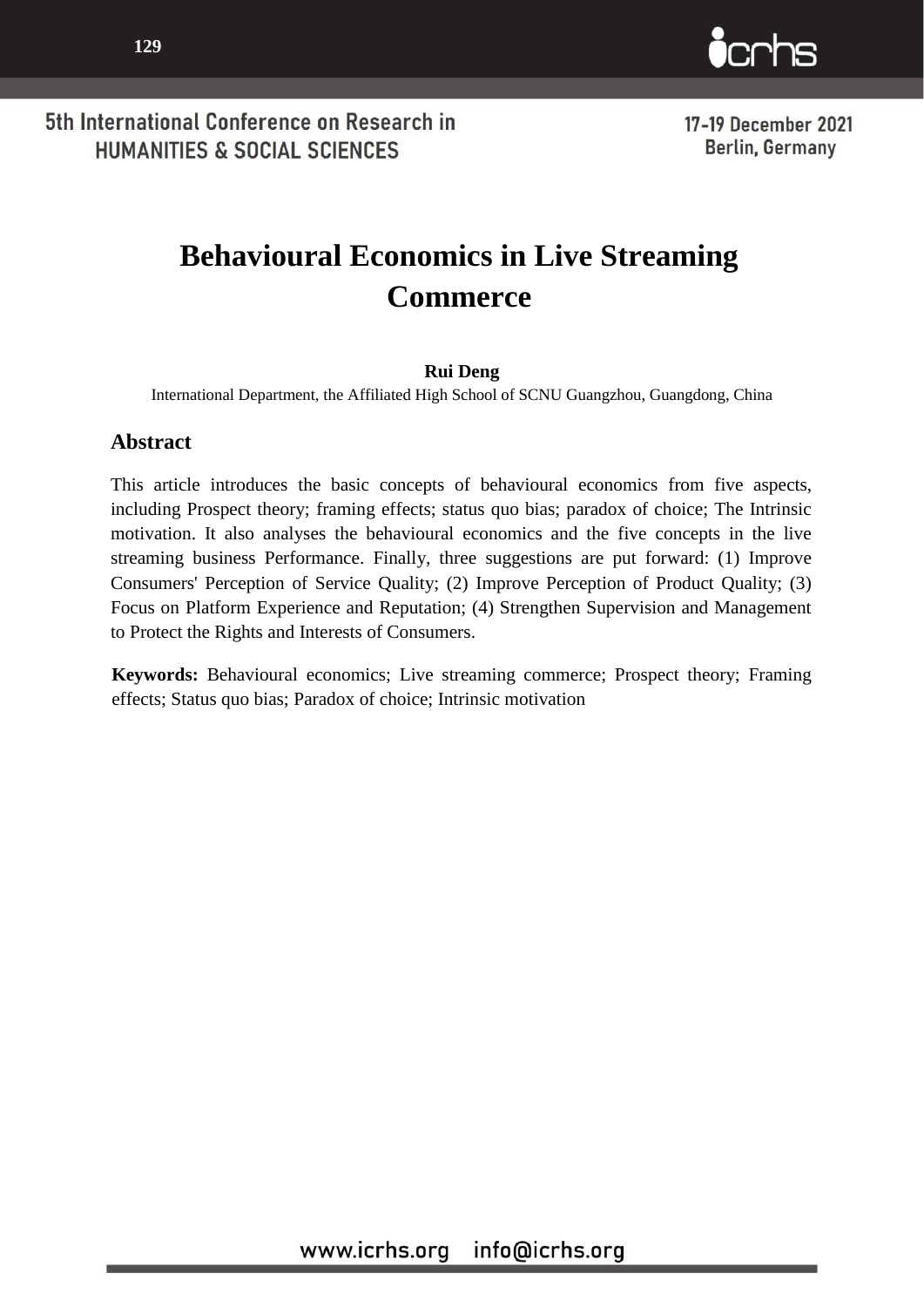# Behavioural Economics in Live Streaming Commerce

**Rui Deng**

International Department, the Affiliated High School of SCNU Guangzhou, Guangdong, China

## Abstract

This article introduces the basic concepts of behavioural economics from five aspects, including Prospect theory; framing effects; status quo bias; paradox of choice; The Intrinsic motivation. It also analyses the behavioural economics and the five concepts in the live streaming business Performance. Finally, three suggestions are put forward: (1) Improve Consumers' Perception of Service Quality; (2) Improve Perception of Product Quality; (3) Focus on Platform Experience and Reputation; (4) Strengthen Supervision and Management to Protect the Rights and Interests of Consumers.

**Keywords:** Behavioural economics; Live streaming commerce; Prospect theory; Framing effects; Status quo bias; Paradox of choice; Intrinsic motivation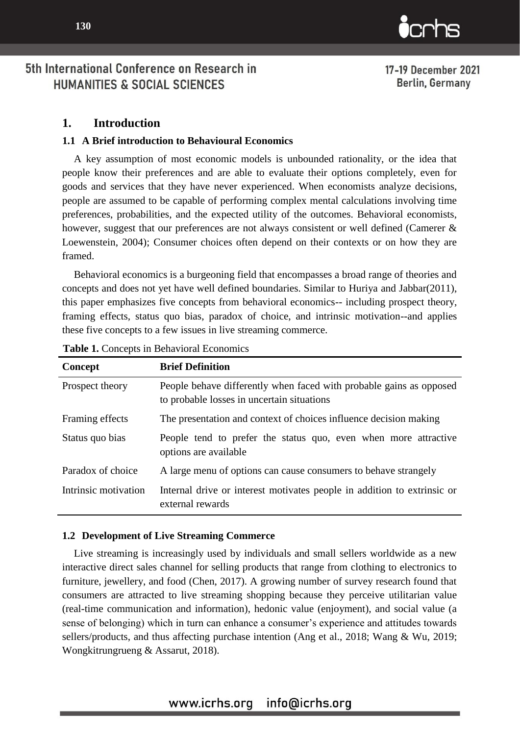## 1. Introduction

### 1.1 A Brief introduction to Behavioural Economics

A key assumption of most economic models is unbounded rationality, or the idea that people know their preferences and are able to evaluate their options completely, even for goods and services that they have never experienced. When economists analyze decisions, people are assumed to be capable of performing complex mental calculations involving time preferences, probabilities, and the expected utility of the outcomes. Behavioral economists, however, suggest that our preferences are not always consistent or well defined (Camerer & Loewenstein, 2004); Consumer choices often depend on their contexts or on how they are framed.

Behavioral economics is a burgeoning field that encompasses a broad range of theories and concepts and does not yet have well defined boundaries. Similar to Huriya and Jabbar(2011), this paper emphasizes five concepts from behavioral economics-- including prospect theory, framing effects, status quo bias, paradox of choice, and intrinsic motivation--and applies these five concepts to a few issues in live streaming commerce.

**Table 1.** Concepts in Behavioral Economics

| Concept | Brief Definition |
|---|---|
| Prospect theory | People behave differently when faced with probable gains as opposed to probable losses in uncertain situations |
| Framing effects | The presentation and context of choices influence decision making |
| Status quo bias | People tend to prefer the status quo, even when more attractive options are available |
| Paradox of choice | A large menu of options can cause consumers to behave strangely |
| Intrinsic motivation | Internal drive or interest motivates people in addition to extrinsic or external rewards |

### 1.2 Development of Live Streaming Commerce

Live streaming is increasingly used by individuals and small sellers worldwide as a new interactive direct sales channel for selling products that range from clothing to electronics to furniture, jewellery, and food (Chen, 2017). A growing number of survey research found that consumers are attracted to live streaming shopping because they perceive utilitarian value (real-time communication and information), hedonic value (enjoyment), and social value (a sense of belonging) which in turn can enhance a consumer's experience and attitudes towards sellers/products, and thus affecting purchase intention (Ang et al., 2018; Wang & Wu, 2019; Wongkitrungrueng & Assarut, 2018).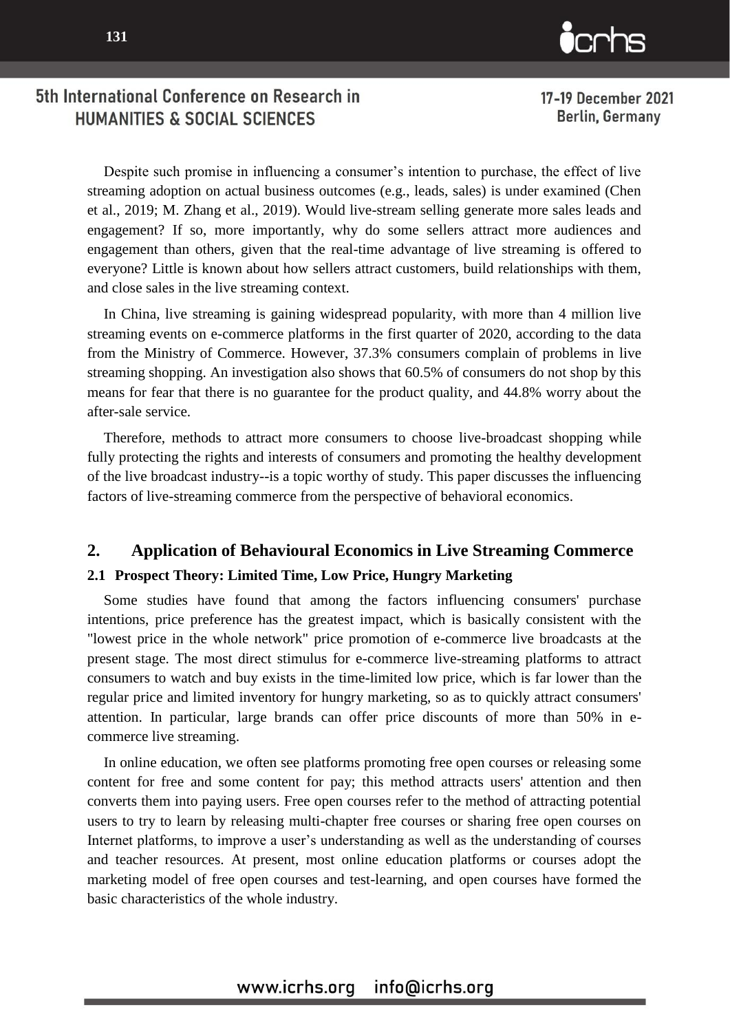Despite such promise in influencing a consumer's intention to purchase, the effect of live streaming adoption on actual business outcomes (e.g., leads, sales) is under examined (Chen et al., 2019; M. Zhang et al., 2019). Would live-stream selling generate more sales leads and engagement? If so, more importantly, why do some sellers attract more audiences and engagement than others, given that the real-time advantage of live streaming is offered to everyone? Little is known about how sellers attract customers, build relationships with them, and close sales in the live streaming context.

In China, live streaming is gaining widespread popularity, with more than 4 million live streaming events on e-commerce platforms in the first quarter of 2020, according to the data from the Ministry of Commerce. However, 37.3% consumers complain of problems in live streaming shopping. An investigation also shows that 60.5% of consumers do not shop by this means for fear that there is no guarantee for the product quality, and 44.8% worry about the after-sale service.

Therefore, methods to attract more consumers to choose live-broadcast shopping while fully protecting the rights and interests of consumers and promoting the healthy development of the live broadcast industry--is a topic worthy of study. This paper discusses the influencing factors of live-streaming commerce from the perspective of behavioral economics.

## 2. Application of Behavioural Economics in Live Streaming Commerce

### 2.1 Prospect Theory: Limited Time, Low Price, Hungry Marketing

Some studies have found that among the factors influencing consumers' purchase intentions, price preference has the greatest impact, which is basically consistent with the "lowest price in the whole network" price promotion of e-commerce live broadcasts at the present stage. The most direct stimulus for e-commerce live-streaming platforms to attract consumers to watch and buy exists in the time-limited low price, which is far lower than the regular price and limited inventory for hungry marketing, so as to quickly attract consumers' attention. In particular, large brands can offer price discounts of more than 50% in e-commerce live streaming.

In online education, we often see platforms promoting free open courses or releasing some content for free and some content for pay; this method attracts users' attention and then converts them into paying users. Free open courses refer to the method of attracting potential users to try to learn by releasing multi-chapter free courses or sharing free open courses on Internet platforms, to improve a user's understanding as well as the understanding of courses and teacher resources. At present, most online education platforms or courses adopt the marketing model of free open courses and test-learning, and open courses have formed the basic characteristics of the whole industry.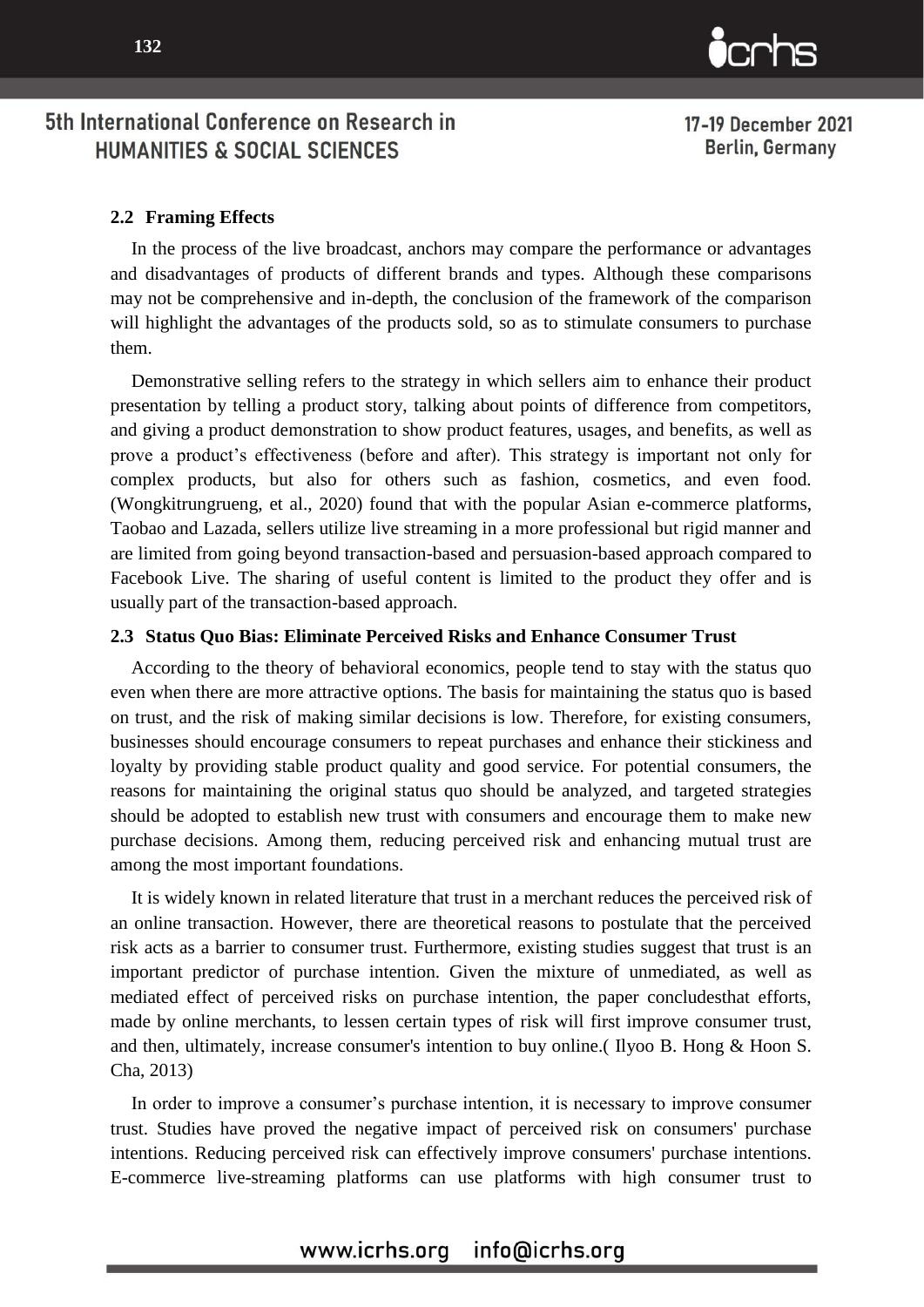### 2.2 Framing Effects

In the process of the live broadcast, anchors may compare the performance or advantages and disadvantages of products of different brands and types. Although these comparisons may not be comprehensive and in-depth, the conclusion of the framework of the comparison will highlight the advantages of the products sold, so as to stimulate consumers to purchase them.

Demonstrative selling refers to the strategy in which sellers aim to enhance their product presentation by telling a product story, talking about points of difference from competitors, and giving a product demonstration to show product features, usages, and benefits, as well as prove a product's effectiveness (before and after). This strategy is important not only for complex products, but also for others such as fashion, cosmetics, and even food. (Wongkitrungrueng, et al., 2020) found that with the popular Asian e-commerce platforms, Taobao and Lazada, sellers utilize live streaming in a more professional but rigid manner and are limited from going beyond transaction-based and persuasion-based approach compared to Facebook Live. The sharing of useful content is limited to the product they offer and is usually part of the transaction-based approach.

### 2.3 Status Quo Bias: Eliminate Perceived Risks and Enhance Consumer Trust

According to the theory of behavioral economics, people tend to stay with the status quo even when there are more attractive options. The basis for maintaining the status quo is based on trust, and the risk of making similar decisions is low. Therefore, for existing consumers, businesses should encourage consumers to repeat purchases and enhance their stickiness and loyalty by providing stable product quality and good service. For potential consumers, the reasons for maintaining the original status quo should be analyzed, and targeted strategies should be adopted to establish new trust with consumers and encourage them to make new purchase decisions. Among them, reducing perceived risk and enhancing mutual trust are among the most important foundations.

It is widely known in related literature that trust in a merchant reduces the perceived risk of an online transaction. However, there are theoretical reasons to postulate that the perceived risk acts as a barrier to consumer trust. Furthermore, existing studies suggest that trust is an important predictor of purchase intention. Given the mixture of unmediated, as well as mediated effect of perceived risks on purchase intention, the paper concludesthat efforts, made by online merchants, to lessen certain types of risk will first improve consumer trust, and then, ultimately, increase consumer's intention to buy online.( Ilyoo B. Hong & Hoon S. Cha, 2013)

In order to improve a consumer's purchase intention, it is necessary to improve consumer trust. Studies have proved the negative impact of perceived risk on consumers' purchase intentions. Reducing perceived risk can effectively improve consumers' purchase intentions. E-commerce live-streaming platforms can use platforms with high consumer trust to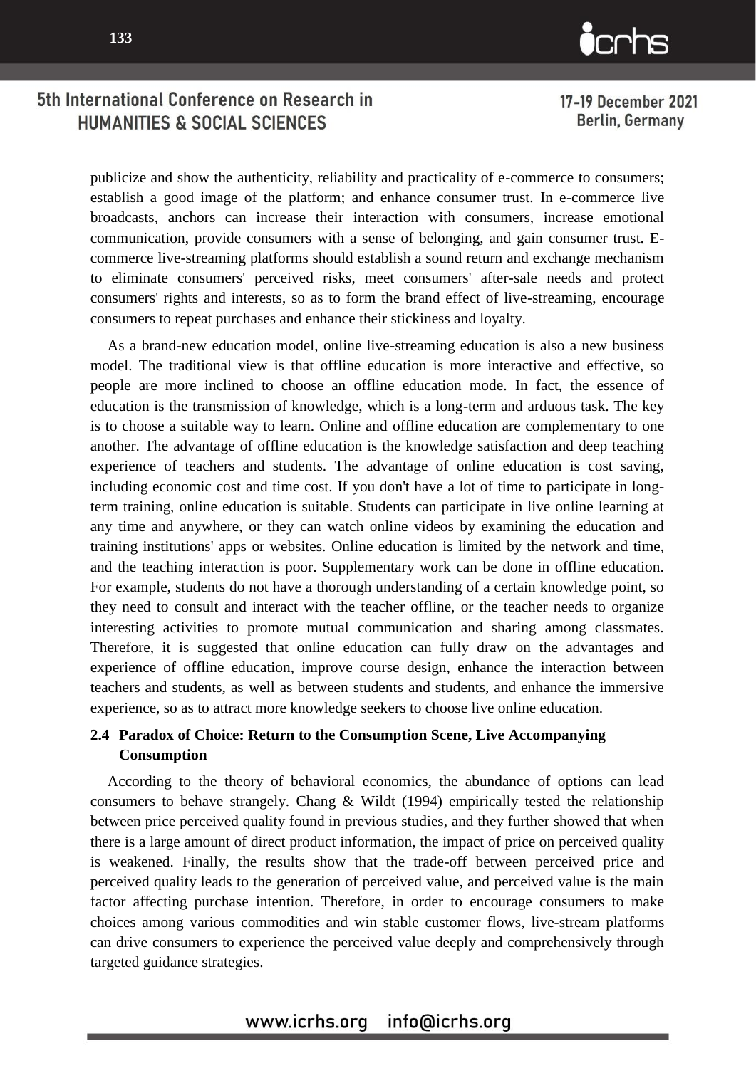publicize and show the authenticity, reliability and practicality of e-commerce to consumers; establish a good image of the platform; and enhance consumer trust. In e-commerce live broadcasts, anchors can increase their interaction with consumers, increase emotional communication, provide consumers with a sense of belonging, and gain consumer trust. E-commerce live-streaming platforms should establish a sound return and exchange mechanism to eliminate consumers' perceived risks, meet consumers' after-sale needs and protect consumers' rights and interests, so as to form the brand effect of live-streaming, encourage consumers to repeat purchases and enhance their stickiness and loyalty.

As a brand-new education model, online live-streaming education is also a new business model. The traditional view is that offline education is more interactive and effective, so people are more inclined to choose an offline education mode. In fact, the essence of education is the transmission of knowledge, which is a long-term and arduous task. The key is to choose a suitable way to learn. Online and offline education are complementary to one another. The advantage of offline education is the knowledge satisfaction and deep teaching experience of teachers and students. The advantage of online education is cost saving, including economic cost and time cost. If you don't have a lot of time to participate in long-term training, online education is suitable. Students can participate in live online learning at any time and anywhere, or they can watch online videos by examining the education and training institutions' apps or websites. Online education is limited by the network and time, and the teaching interaction is poor. Supplementary work can be done in offline education. For example, students do not have a thorough understanding of a certain knowledge point, so they need to consult and interact with the teacher offline, or the teacher needs to organize interesting activities to promote mutual communication and sharing among classmates. Therefore, it is suggested that online education can fully draw on the advantages and experience of offline education, improve course design, enhance the interaction between teachers and students, as well as between students and students, and enhance the immersive experience, so as to attract more knowledge seekers to choose live online education.

### 2.4 Paradox of Choice: Return to the Consumption Scene, Live Accompanying Consumption

According to the theory of behavioral economics, the abundance of options can lead consumers to behave strangely. Chang & Wildt (1994) empirically tested the relationship between price perceived quality found in previous studies, and they further showed that when there is a large amount of direct product information, the impact of price on perceived quality is weakened. Finally, the results show that the trade-off between perceived price and perceived quality leads to the generation of perceived value, and perceived value is the main factor affecting purchase intention. Therefore, in order to encourage consumers to make choices among various commodities and win stable customer flows, live-stream platforms can drive consumers to experience the perceived value deeply and comprehensively through targeted guidance strategies.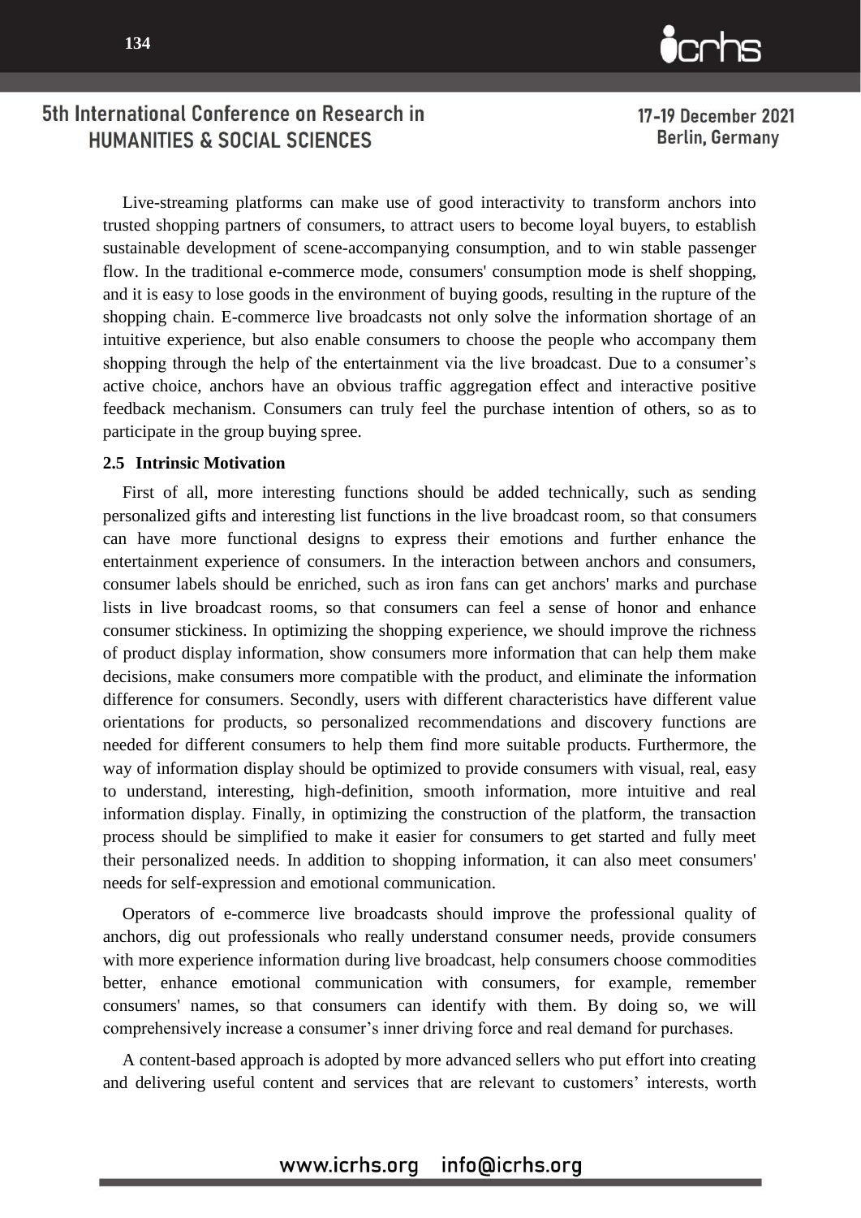Live-streaming platforms can make use of good interactivity to transform anchors into trusted shopping partners of consumers, to attract users to become loyal buyers, to establish sustainable development of scene-accompanying consumption, and to win stable passenger flow. In the traditional e-commerce mode, consumers' consumption mode is shelf shopping, and it is easy to lose goods in the environment of buying goods, resulting in the rupture of the shopping chain. E-commerce live broadcasts not only solve the information shortage of an intuitive experience, but also enable consumers to choose the people who accompany them shopping through the help of the entertainment via the live broadcast. Due to a consumer's active choice, anchors have an obvious traffic aggregation effect and interactive positive feedback mechanism. Consumers can truly feel the purchase intention of others, so as to participate in the group buying spree.

### 2.5 Intrinsic Motivation

First of all, more interesting functions should be added technically, such as sending personalized gifts and interesting list functions in the live broadcast room, so that consumers can have more functional designs to express their emotions and further enhance the entertainment experience of consumers. In the interaction between anchors and consumers, consumer labels should be enriched, such as iron fans can get anchors' marks and purchase lists in live broadcast rooms, so that consumers can feel a sense of honor and enhance consumer stickiness. In optimizing the shopping experience, we should improve the richness of product display information, show consumers more information that can help them make decisions, make consumers more compatible with the product, and eliminate the information difference for consumers. Secondly, users with different characteristics have different value orientations for products, so personalized recommendations and discovery functions are needed for different consumers to help them find more suitable products. Furthermore, the way of information display should be optimized to provide consumers with visual, real, easy to understand, interesting, high-definition, smooth information, more intuitive and real information display. Finally, in optimizing the construction of the platform, the transaction process should be simplified to make it easier for consumers to get started and fully meet their personalized needs. In addition to shopping information, it can also meet consumers' needs for self-expression and emotional communication.

Operators of e-commerce live broadcasts should improve the professional quality of anchors, dig out professionals who really understand consumer needs, provide consumers with more experience information during live broadcast, help consumers choose commodities better, enhance emotional communication with consumers, for example, remember consumers' names, so that consumers can identify with them. By doing so, we will comprehensively increase a consumer's inner driving force and real demand for purchases.

A content-based approach is adopted by more advanced sellers who put effort into creating and delivering useful content and services that are relevant to customers' interests, worth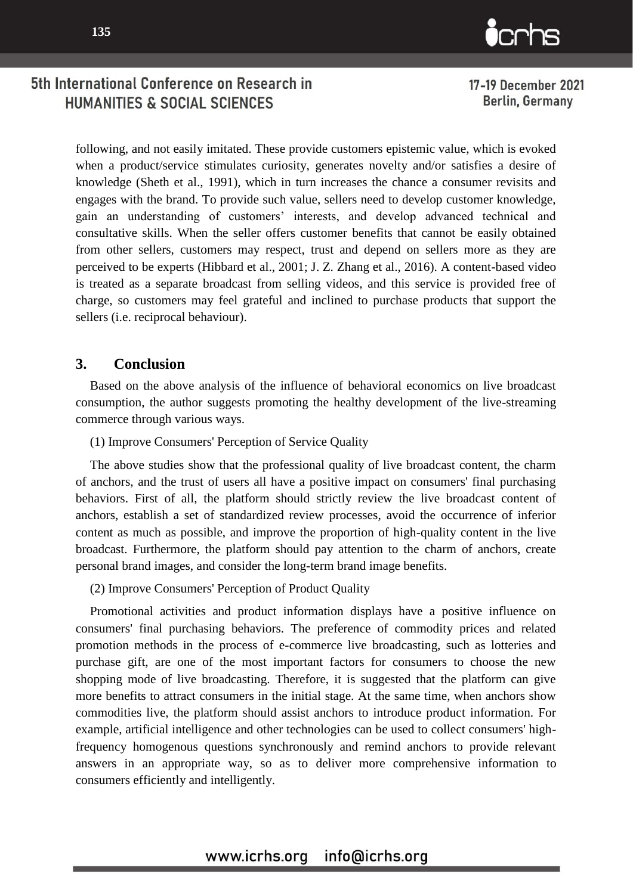following, and not easily imitated. These provide customers epistemic value, which is evoked when a product/service stimulates curiosity, generates novelty and/or satisfies a desire of knowledge (Sheth et al., 1991), which in turn increases the chance a consumer revisits and engages with the brand. To provide such value, sellers need to develop customer knowledge, gain an understanding of customers' interests, and develop advanced technical and consultative skills. When the seller offers customer benefits that cannot be easily obtained from other sellers, customers may respect, trust and depend on sellers more as they are perceived to be experts (Hibbard et al., 2001; J. Z. Zhang et al., 2016). A content-based video is treated as a separate broadcast from selling videos, and this service is provided free of charge, so customers may feel grateful and inclined to purchase products that support the sellers (i.e. reciprocal behaviour).

## 3. Conclusion

Based on the above analysis of the influence of behavioral economics on live broadcast consumption, the author suggests promoting the healthy development of the live-streaming commerce through various ways.

(1) Improve Consumers' Perception of Service Quality

The above studies show that the professional quality of live broadcast content, the charm of anchors, and the trust of users all have a positive impact on consumers' final purchasing behaviors. First of all, the platform should strictly review the live broadcast content of anchors, establish a set of standardized review processes, avoid the occurrence of inferior content as much as possible, and improve the proportion of high-quality content in the live broadcast. Furthermore, the platform should pay attention to the charm of anchors, create personal brand images, and consider the long-term brand image benefits.

(2) Improve Consumers' Perception of Product Quality

Promotional activities and product information displays have a positive influence on consumers' final purchasing behaviors. The preference of commodity prices and related promotion methods in the process of e-commerce live broadcasting, such as lotteries and purchase gift, are one of the most important factors for consumers to choose the new shopping mode of live broadcasting. Therefore, it is suggested that the platform can give more benefits to attract consumers in the initial stage. At the same time, when anchors show commodities live, the platform should assist anchors to introduce product information. For example, artificial intelligence and other technologies can be used to collect consumers' high-frequency homogenous questions synchronously and remind anchors to provide relevant answers in an appropriate way, so as to deliver more comprehensive information to consumers efficiently and intelligently.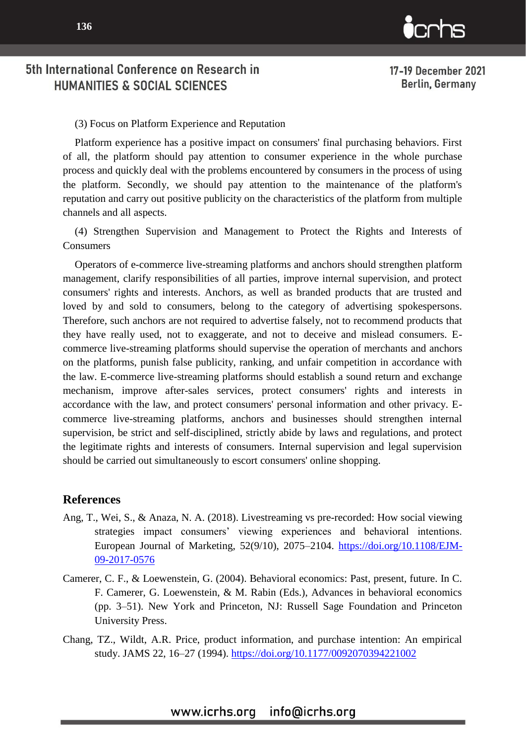(3) Focus on Platform Experience and Reputation

Platform experience has a positive impact on consumers' final purchasing behaviors. First of all, the platform should pay attention to consumer experience in the whole purchase process and quickly deal with the problems encountered by consumers in the process of using the platform. Secondly, we should pay attention to the maintenance of the platform's reputation and carry out positive publicity on the characteristics of the platform from multiple channels and all aspects.

(4) Strengthen Supervision and Management to Protect the Rights and Interests of Consumers

Operators of e-commerce live-streaming platforms and anchors should strengthen platform management, clarify responsibilities of all parties, improve internal supervision, and protect consumers' rights and interests. Anchors, as well as branded products that are trusted and loved by and sold to consumers, belong to the category of advertising spokespersons. Therefore, such anchors are not required to advertise falsely, not to recommend products that they have really used, not to exaggerate, and not to deceive and mislead consumers. E-commerce live-streaming platforms should supervise the operation of merchants and anchors on the platforms, punish false publicity, ranking, and unfair competition in accordance with the law. E-commerce live-streaming platforms should establish a sound return and exchange mechanism, improve after-sales services, protect consumers' rights and interests in accordance with the law, and protect consumers' personal information and other privacy. E-commerce live-streaming platforms, anchors and businesses should strengthen internal supervision, be strict and self-disciplined, strictly abide by laws and regulations, and protect the legitimate rights and interests of consumers. Internal supervision and legal supervision should be carried out simultaneously to escort consumers' online shopping.

## References

Ang, T., Wei, S., & Anaza, N. A. (2018). Livestreaming vs pre-recorded: How social viewing strategies impact consumers' viewing experiences and behavioral intentions. European Journal of Marketing, 52(9/10), 2075–2104. https://doi.org/10.1108/EJM-09-2017-0576

Camerer, C. F., & Loewenstein, G. (2004). Behavioral economics: Past, present, future. In C. F. Camerer, G. Loewenstein, & M. Rabin (Eds.), Advances in behavioral economics (pp. 3–51). New York and Princeton, NJ: Russell Sage Foundation and Princeton University Press.

Chang, TZ., Wildt, A.R. Price, product information, and purchase intention: An empirical study. JAMS 22, 16–27 (1994). https://doi.org/10.1177/0092070394221002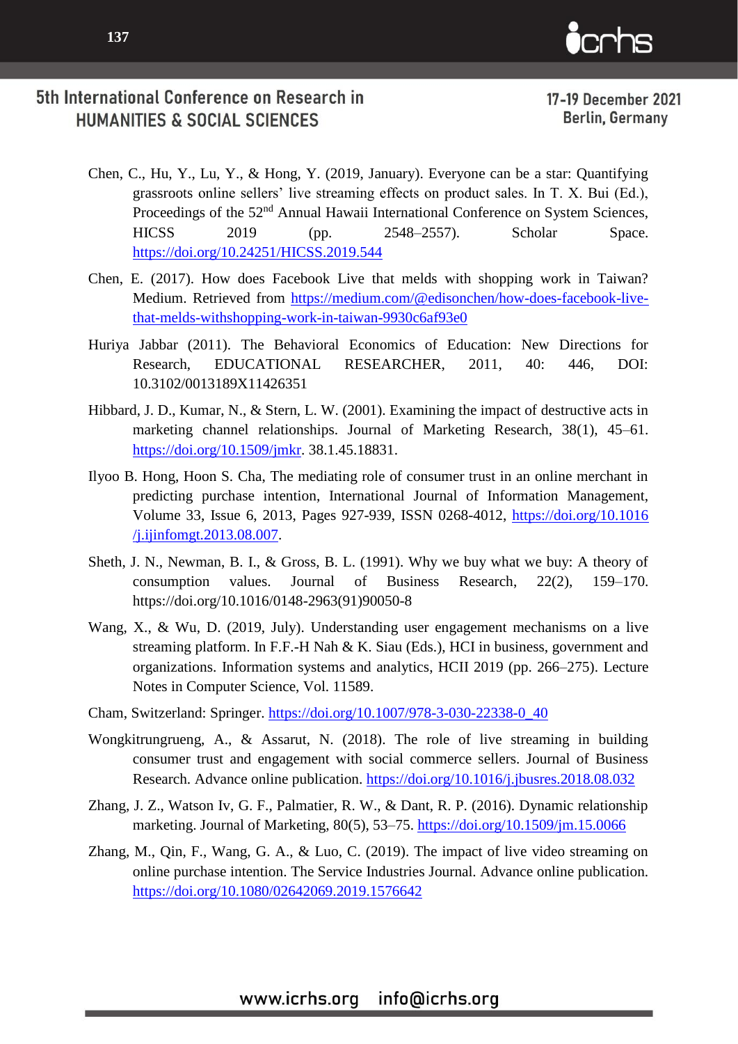Chen, C., Hu, Y., Lu, Y., & Hong, Y. (2019, January). Everyone can be a star: Quantifying grassroots online sellers' live streaming effects on product sales. In T. X. Bui (Ed.), Proceedings of the 52nd Annual Hawaii International Conference on System Sciences, HICSS 2019 (pp. 2548–2557). Scholar Space. https://doi.org/10.24251/HICSS.2019.544

Chen, E. (2017). How does Facebook Live that melds with shopping work in Taiwan? Medium. Retrieved from https://medium.com/@edisonchen/how-does-facebook-live-that-melds-withshopping-work-in-taiwan-9930c6af93e0

Huriya Jabbar (2011). The Behavioral Economics of Education: New Directions for Research, EDUCATIONAL RESEARCHER, 2011, 40: 446, DOI: 10.3102/0013189X11426351

Hibbard, J. D., Kumar, N., & Stern, L. W. (2001). Examining the impact of destructive acts in marketing channel relationships. Journal of Marketing Research, 38(1), 45–61. https://doi.org/10.1509/jmkr. 38.1.45.18831.

Ilyoo B. Hong, Hoon S. Cha, The mediating role of consumer trust in an online merchant in predicting purchase intention, International Journal of Information Management, Volume 33, Issue 6, 2013, Pages 927-939, ISSN 0268-4012, https://doi.org/10.1016/j.ijinfomgt.2013.08.007.

Sheth, J. N., Newman, B. I., & Gross, B. L. (1991). Why we buy what we buy: A theory of consumption values. Journal of Business Research, 22(2), 159–170. https://doi.org/10.1016/0148-2963(91)90050-8

Wang, X., & Wu, D. (2019, July). Understanding user engagement mechanisms on a live streaming platform. In F.F.-H Nah & K. Siau (Eds.), HCI in business, government and organizations. Information systems and analytics, HCII 2019 (pp. 266–275). Lecture Notes in Computer Science, Vol. 11589.

Cham, Switzerland: Springer. https://doi.org/10.1007/978-3-030-22338-0_40

Wongkitrungrueng, A., & Assarut, N. (2018). The role of live streaming in building consumer trust and engagement with social commerce sellers. Journal of Business Research. Advance online publication. https://doi.org/10.1016/j.jbusres.2018.08.032

Zhang, J. Z., Watson Iv, G. F., Palmatier, R. W., & Dant, R. P. (2016). Dynamic relationship marketing. Journal of Marketing, 80(5), 53–75. https://doi.org/10.1509/jm.15.0066

Zhang, M., Qin, F., Wang, G. A., & Luo, C. (2019). The impact of live video streaming on online purchase intention. The Service Industries Journal. Advance online publication. https://doi.org/10.1080/02642069.2019.1576642